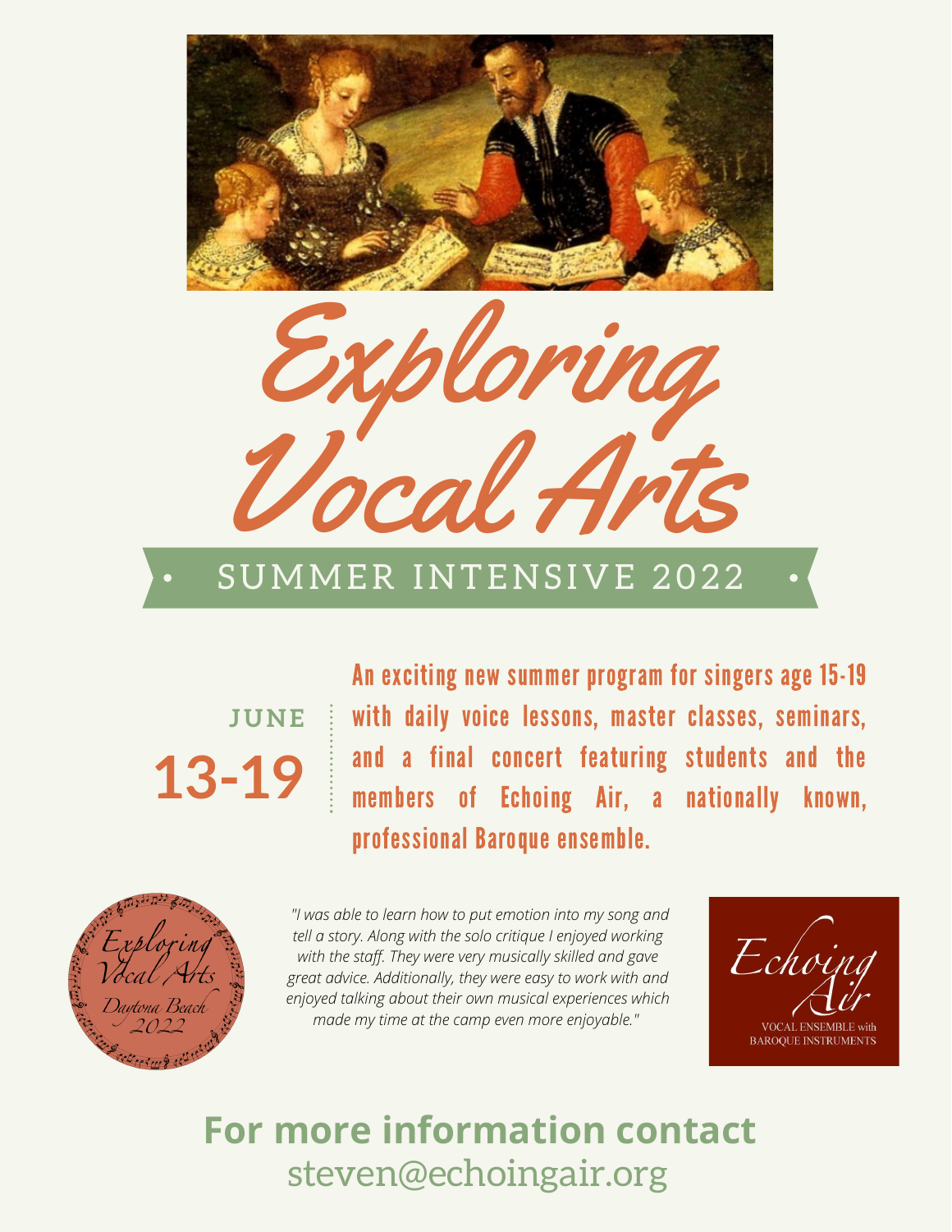# Exploring Vocal Arts

## SUMMER INTENSIVE 2022

**JUNE**

**13-19**

**An exciting new summer program for singers age 15-19 with daily voice lessons, master classes, seminars, and a final concert featuring students and the members of Echoing Air, a nationally known, professional Baroque ensemble.**

Exploring Vocal Arts
Daytona Beach
2022

*"I was able to learn how to put emotion into my song and tell a story. Along with the solo critique I enjoyed working with the staff. They were very musically skilled and gave great advice. Additionally, they were easy to work with and enjoyed talking about their own musical experiences which made my time at the camp even more enjoyable."*

Echoing Air
VOCAL ENSEMBLE with BAROQUE INSTRUMENTS

**For more information contact**
steven@echoingair.org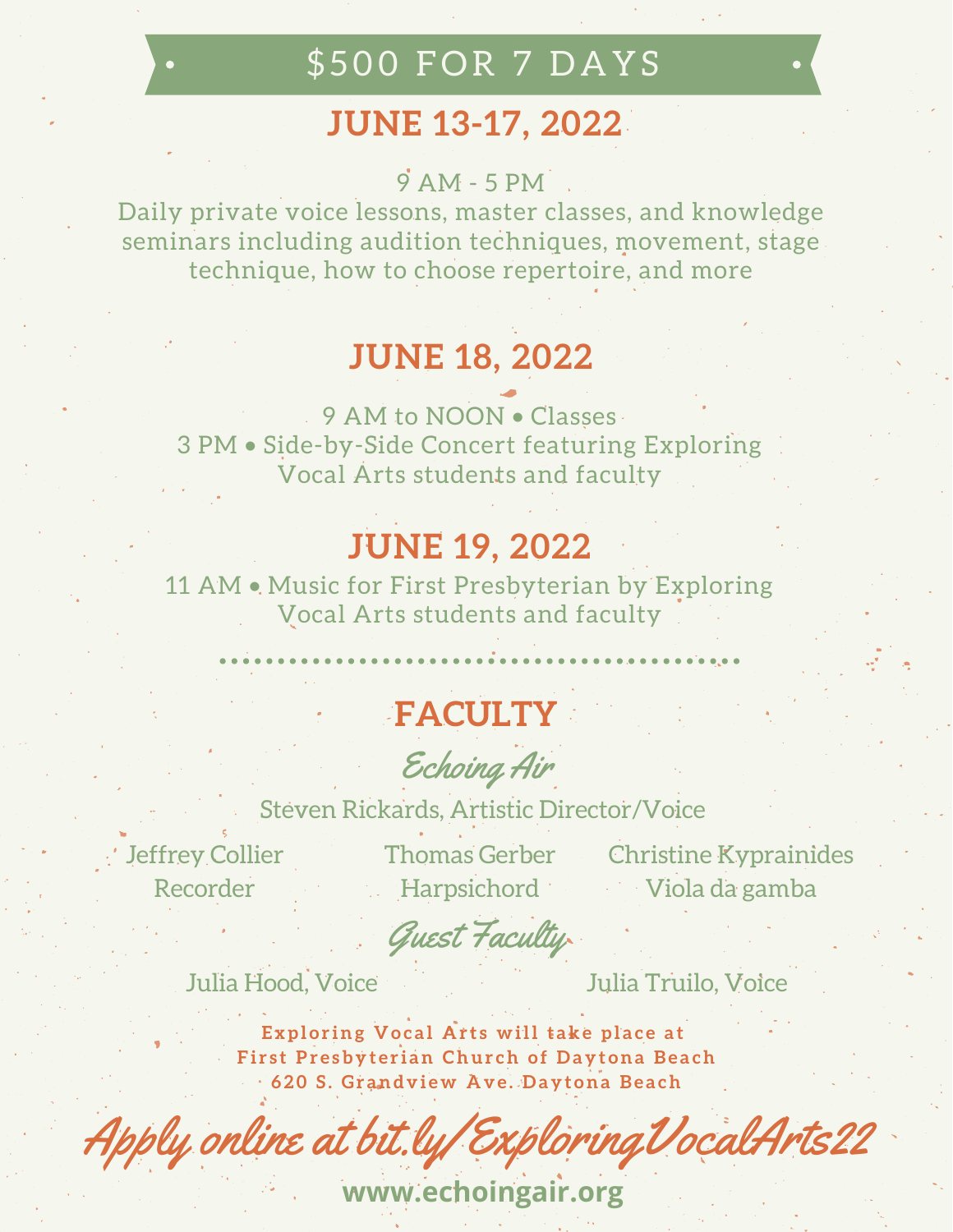**$500 FOR 7 DAYS**

## JUNE 13-17, 2022

9 AM - 5 PM
Daily private voice lessons, master classes, and knowledge seminars including audition techniques, movement, stage technique, how to choose repertoire, and more

## JUNE 18, 2022

9 AM to NOON • Classes
3 PM • Side-by-Side Concert featuring Exploring Vocal Arts students and faculty

## JUNE 19, 2022

11 AM • Music for First Presbyterian by Exploring Vocal Arts students and faculty

## FACULTY

### *Echoing Air*

Steven Rickards, Artistic Director/Voice

Jeffrey Collier
Recorder

Thomas Gerber
Harpsichord

Christine Kyprainides
Viola da gamba

### *Guest Faculty*

Julia Hood, Voice

Julia Truilo, Voice

**Exploring Vocal Arts will take place at
First Presbyterian Church of Daytona Beach
620 S. Grandview Ave. Daytona Beach**

*Apply online at bit.ly/ExploringVocalArts22*

**www.echoingair.org**